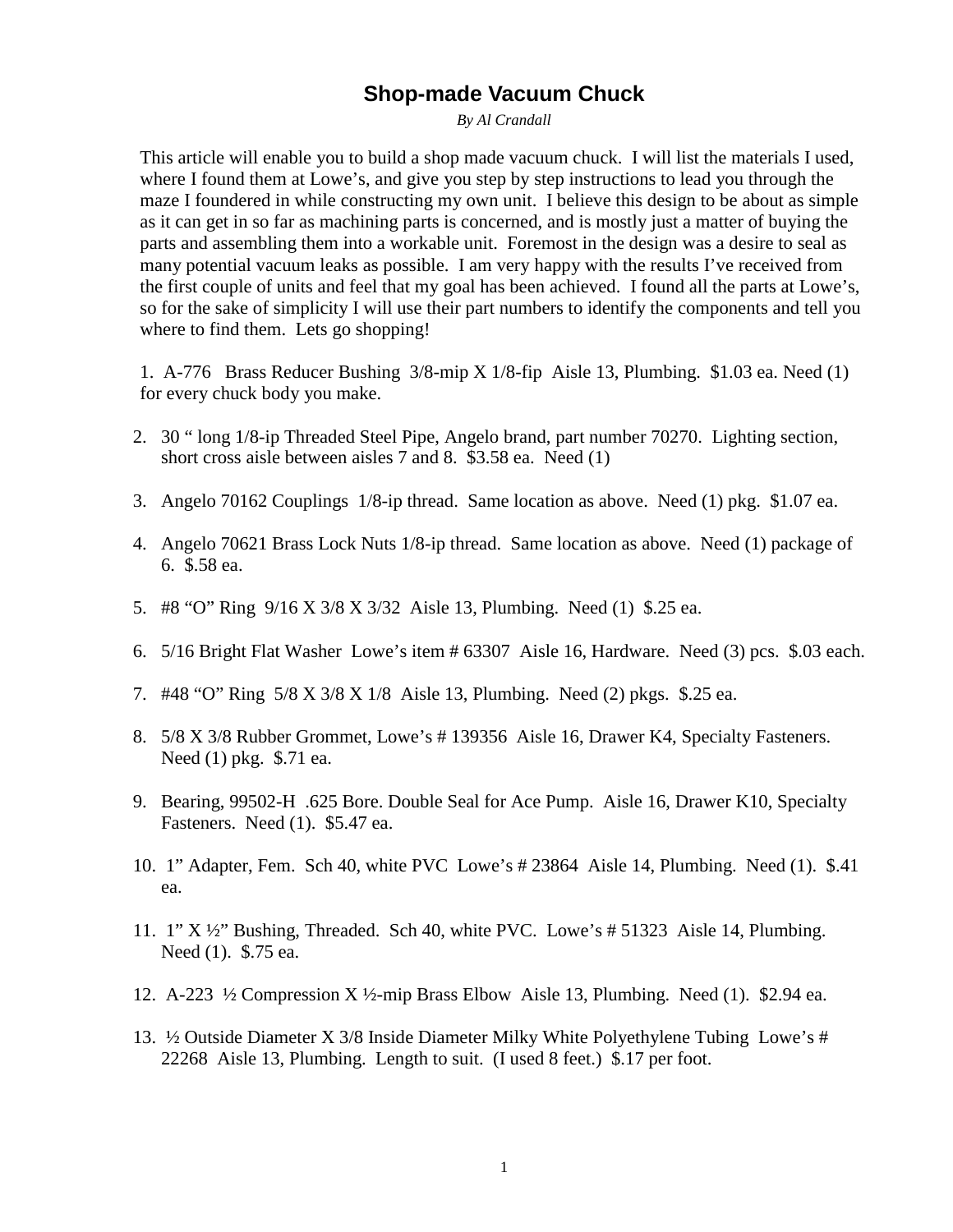# Shop-made Vacuum Chuck

*By Al Crandall*

This article will enable you to build a shop made vacuum chuck. I will list the materials I used, where I found them at Lowe's, and give you step by step instructions to lead you through the maze I foundered in while constructing my own unit. I believe this design to be about as simple as it can get in so far as machining parts is concerned, and is mostly just a matter of buying the parts and assembling them into a workable unit. Foremost in the design was a desire to seal as many potential vacuum leaks as possible. I am very happy with the results I've received from the first couple of units and feel that my goal has been achieved. I found all the parts at Lowe's, so for the sake of simplicity I will use their part numbers to identify the components and tell you where to find them. Lets go shopping!

1. A-776 Brass Reducer Bushing 3/8-mip X 1/8-fip Aisle 13, Plumbing. $1.03 ea. Need (1) for every chuck body you make.
2. 30 " long 1/8-ip Threaded Steel Pipe, Angelo brand, part number 70270. Lighting section, short cross aisle between aisles 7 and 8. $3.58 ea. Need (1)
3. Angelo 70162 Couplings 1/8-ip thread. Same location as above. Need (1) pkg. $1.07 ea.
4. Angelo 70621 Brass Lock Nuts 1/8-ip thread. Same location as above. Need (1) package of 6. $.58 ea.
5. #8 "O" Ring 9/16 X 3/8 X 3/32 Aisle 13, Plumbing. Need (1) $.25 ea.
6. 5/16 Bright Flat Washer Lowe's item # 63307 Aisle 16, Hardware. Need (3) pcs. $.03 each.
7. #48 "O" Ring 5/8 X 3/8 X 1/8 Aisle 13, Plumbing. Need (2) pkgs. $.25 ea.
8. 5/8 X 3/8 Rubber Grommet, Lowe's # 139356 Aisle 16, Drawer K4, Specialty Fasteners. Need (1) pkg. $.71 ea.
9. Bearing, 99502-H .625 Bore. Double Seal for Ace Pump. Aisle 16, Drawer K10, Specialty Fasteners. Need (1). $5.47 ea.
10. 1" Adapter, Fem. Sch 40, white PVC Lowe's # 23864 Aisle 14, Plumbing. Need (1). $.41 ea.
11. 1" X ½" Bushing, Threaded. Sch 40, white PVC. Lowe's # 51323 Aisle 14, Plumbing. Need (1). $.75 ea.
12. A-223 ½ Compression X ½-mip Brass Elbow Aisle 13, Plumbing. Need (1). $2.94 ea.
13. ½ Outside Diameter X 3/8 Inside Diameter Milky White Polyethylene Tubing Lowe's # 22268 Aisle 13, Plumbing. Length to suit. (I used 8 feet.) $.17 per foot.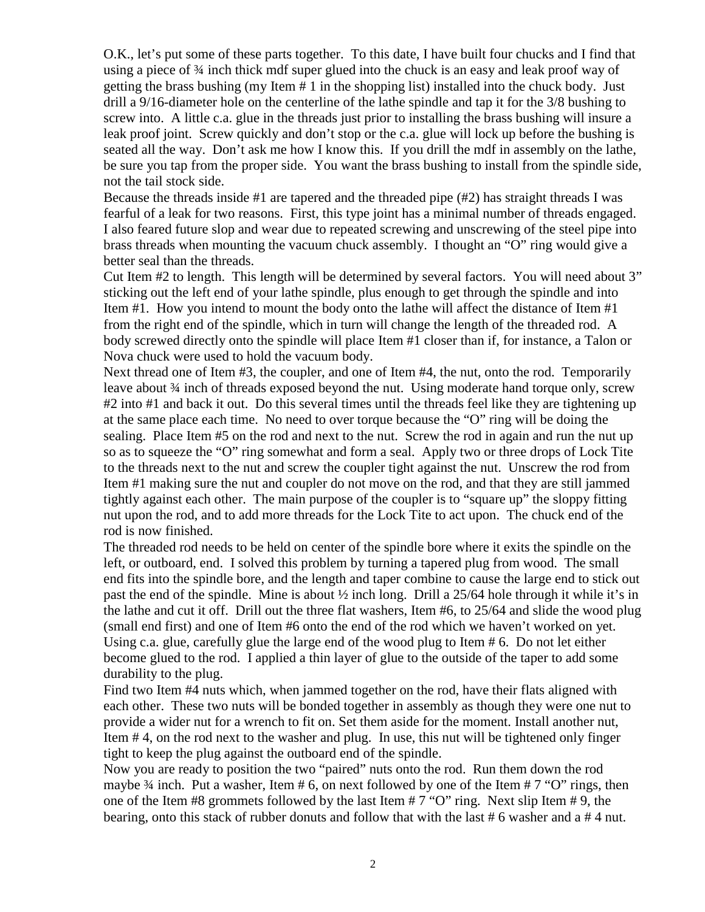O.K., let's put some of these parts together. To this date, I have built four chucks and I find that using a piece of ¾ inch thick mdf super glued into the chuck is an easy and leak proof way of getting the brass bushing (my Item # 1 in the shopping list) installed into the chuck body. Just drill a 9/16-diameter hole on the centerline of the lathe spindle and tap it for the 3/8 bushing to screw into. A little c.a. glue in the threads just prior to installing the brass bushing will insure a leak proof joint. Screw quickly and don't stop or the c.a. glue will lock up before the bushing is seated all the way. Don't ask me how I know this. If you drill the mdf in assembly on the lathe, be sure you tap from the proper side. You want the brass bushing to install from the spindle side, not the tail stock side.

Because the threads inside #1 are tapered and the threaded pipe (#2) has straight threads I was fearful of a leak for two reasons. First, this type joint has a minimal number of threads engaged. I also feared future slop and wear due to repeated screwing and unscrewing of the steel pipe into brass threads when mounting the vacuum chuck assembly. I thought an "O" ring would give a better seal than the threads.

Cut Item #2 to length. This length will be determined by several factors. You will need about 3" sticking out the left end of your lathe spindle, plus enough to get through the spindle and into Item #1. How you intend to mount the body onto the lathe will affect the distance of Item #1 from the right end of the spindle, which in turn will change the length of the threaded rod. A body screwed directly onto the spindle will place Item #1 closer than if, for instance, a Talon or Nova chuck were used to hold the vacuum body.

Next thread one of Item #3, the coupler, and one of Item #4, the nut, onto the rod. Temporarily leave about ¾ inch of threads exposed beyond the nut. Using moderate hand torque only, screw #2 into #1 and back it out. Do this several times until the threads feel like they are tightening up at the same place each time. No need to over torque because the "O" ring will be doing the sealing. Place Item #5 on the rod and next to the nut. Screw the rod in again and run the nut up so as to squeeze the "O" ring somewhat and form a seal. Apply two or three drops of Lock Tite to the threads next to the nut and screw the coupler tight against the nut. Unscrew the rod from Item #1 making sure the nut and coupler do not move on the rod, and that they are still jammed tightly against each other. The main purpose of the coupler is to "square up" the sloppy fitting nut upon the rod, and to add more threads for the Lock Tite to act upon. The chuck end of the rod is now finished.

The threaded rod needs to be held on center of the spindle bore where it exits the spindle on the left, or outboard, end. I solved this problem by turning a tapered plug from wood. The small end fits into the spindle bore, and the length and taper combine to cause the large end to stick out past the end of the spindle. Mine is about ½ inch long. Drill a 25/64 hole through it while it's in the lathe and cut it off. Drill out the three flat washers, Item #6, to 25/64 and slide the wood plug (small end first) and one of Item #6 onto the end of the rod which we haven't worked on yet. Using c.a. glue, carefully glue the large end of the wood plug to Item # 6. Do not let either become glued to the rod. I applied a thin layer of glue to the outside of the taper to add some durability to the plug.

Find two Item #4 nuts which, when jammed together on the rod, have their flats aligned with each other. These two nuts will be bonded together in assembly as though they were one nut to provide a wider nut for a wrench to fit on. Set them aside for the moment. Install another nut, Item # 4, on the rod next to the washer and plug. In use, this nut will be tightened only finger tight to keep the plug against the outboard end of the spindle.

Now you are ready to position the two "paired" nuts onto the rod. Run them down the rod maybe ¾ inch. Put a washer, Item # 6, on next followed by one of the Item # 7 "O" rings, then one of the Item #8 grommets followed by the last Item # 7 "O" ring. Next slip Item # 9, the bearing, onto this stack of rubber donuts and follow that with the last # 6 washer and a # 4 nut.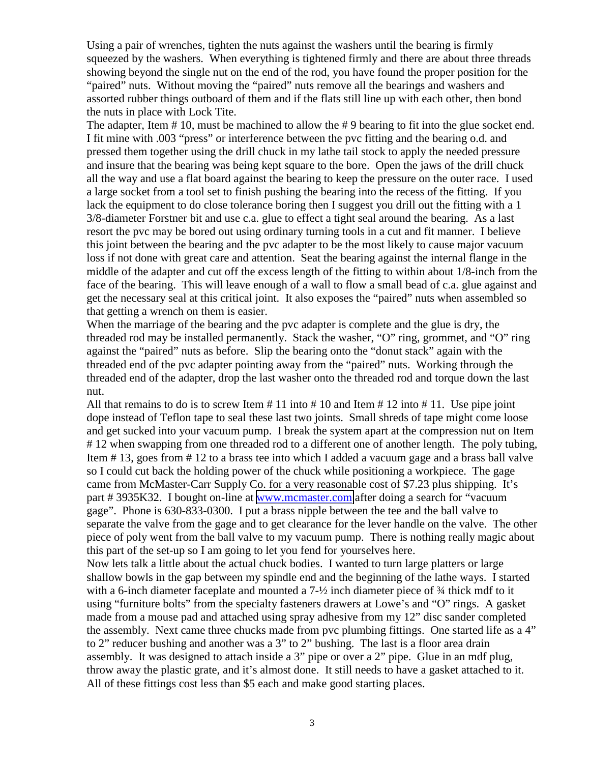Using a pair of wrenches, tighten the nuts against the washers until the bearing is firmly squeezed by the washers. When everything is tightened firmly and there are about three threads showing beyond the single nut on the end of the rod, you have found the proper position for the "paired" nuts. Without moving the "paired" nuts remove all the bearings and washers and assorted rubber things outboard of them and if the flats still line up with each other, then bond the nuts in place with Lock Tite.

The adapter, Item # 10, must be machined to allow the # 9 bearing to fit into the glue socket end. I fit mine with .003 "press" or interference between the pvc fitting and the bearing o.d. and pressed them together using the drill chuck in my lathe tail stock to apply the needed pressure and insure that the bearing was being kept square to the bore. Open the jaws of the drill chuck all the way and use a flat board against the bearing to keep the pressure on the outer race. I used a large socket from a tool set to finish pushing the bearing into the recess of the fitting. If you lack the equipment to do close tolerance boring then I suggest you drill out the fitting with a 1 3/8-diameter Forstner bit and use c.a. glue to effect a tight seal around the bearing. As a last resort the pvc may be bored out using ordinary turning tools in a cut and fit manner. I believe this joint between the bearing and the pvc adapter to be the most likely to cause major vacuum loss if not done with great care and attention. Seat the bearing against the internal flange in the middle of the adapter and cut off the excess length of the fitting to within about 1/8-inch from the face of the bearing. This will leave enough of a wall to flow a small bead of c.a. glue against and get the necessary seal at this critical joint. It also exposes the "paired" nuts when assembled so that getting a wrench on them is easier.

When the marriage of the bearing and the pvc adapter is complete and the glue is dry, the threaded rod may be installed permanently. Stack the washer, "O" ring, grommet, and "O" ring against the "paired" nuts as before. Slip the bearing onto the "donut stack" again with the threaded end of the pvc adapter pointing away from the "paired" nuts. Working through the threaded end of the adapter, drop the last washer onto the threaded rod and torque down the last nut.

All that remains to do is to screw Item # 11 into # 10 and Item # 12 into # 11. Use pipe joint dope instead of Teflon tape to seal these last two joints. Small shreds of tape might come loose and get sucked into your vacuum pump. I break the system apart at the compression nut on Item # 12 when swapping from one threaded rod to a different one of another length. The poly tubing, Item # 13, goes from # 12 to a brass tee into which I added a vacuum gage and a brass ball valve so I could cut back the holding power of the chuck while positioning a workpiece. The gage came from McMaster-Carr Supply Co. for a very reasonable cost of $7.23 plus shipping. It's part # 3935K32. I bought on-line at www.mcmaster.com after doing a search for "vacuum gage". Phone is 630-833-0300. I put a brass nipple between the tee and the ball valve to separate the valve from the gage and to get clearance for the lever handle on the valve. The other piece of poly went from the ball valve to my vacuum pump. There is nothing really magic about this part of the set-up so I am going to let you fend for yourselves here.

Now lets talk a little about the actual chuck bodies. I wanted to turn large platters or large shallow bowls in the gap between my spindle end and the beginning of the lathe ways. I started with a 6-inch diameter faceplate and mounted a 7-½ inch diameter piece of ¾ thick mdf to it using "furniture bolts" from the specialty fasteners drawers at Lowe's and "O" rings. A gasket made from a mouse pad and attached using spray adhesive from my 12" disc sander completed the assembly. Next came three chucks made from pvc plumbing fittings. One started life as a 4" to 2" reducer bushing and another was a 3" to 2" bushing. The last is a floor area drain assembly. It was designed to attach inside a 3" pipe or over a 2" pipe. Glue in an mdf plug, throw away the plastic grate, and it's almost done. It still needs to have a gasket attached to it. All of these fittings cost less than $5 each and make good starting places.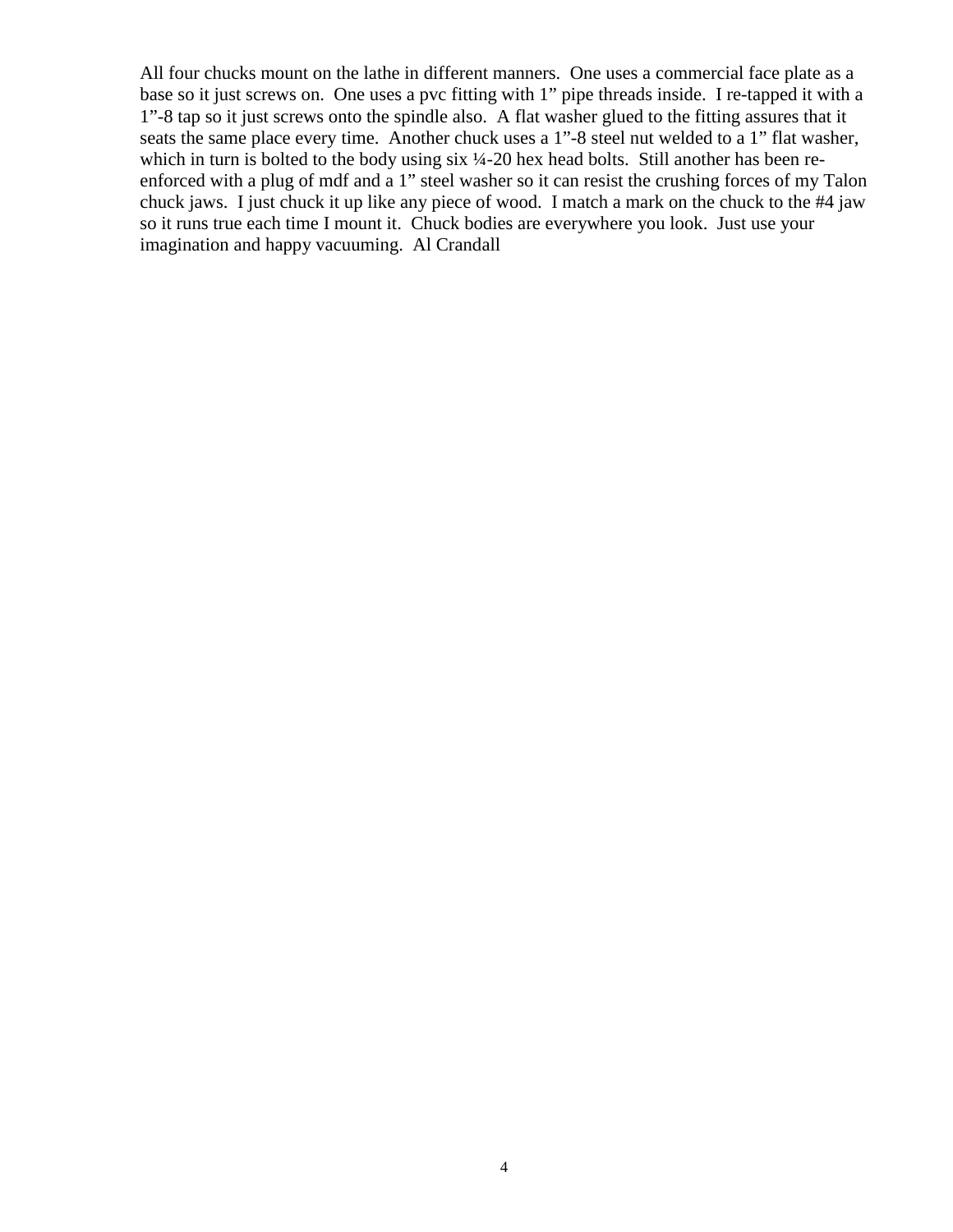All four chucks mount on the lathe in different manners. One uses a commercial face plate as a base so it just screws on. One uses a pvc fitting with 1" pipe threads inside. I re-tapped it with a 1"-8 tap so it just screws onto the spindle also. A flat washer glued to the fitting assures that it seats the same place every time. Another chuck uses a 1"-8 steel nut welded to a 1" flat washer, which in turn is bolted to the body using six ¼-20 hex head bolts. Still another has been re-enforced with a plug of mdf and a 1" steel washer so it can resist the crushing forces of my Talon chuck jaws. I just chuck it up like any piece of wood. I match a mark on the chuck to the #4 jaw so it runs true each time I mount it. Chuck bodies are everywhere you look. Just use your imagination and happy vacuuming. Al Crandall